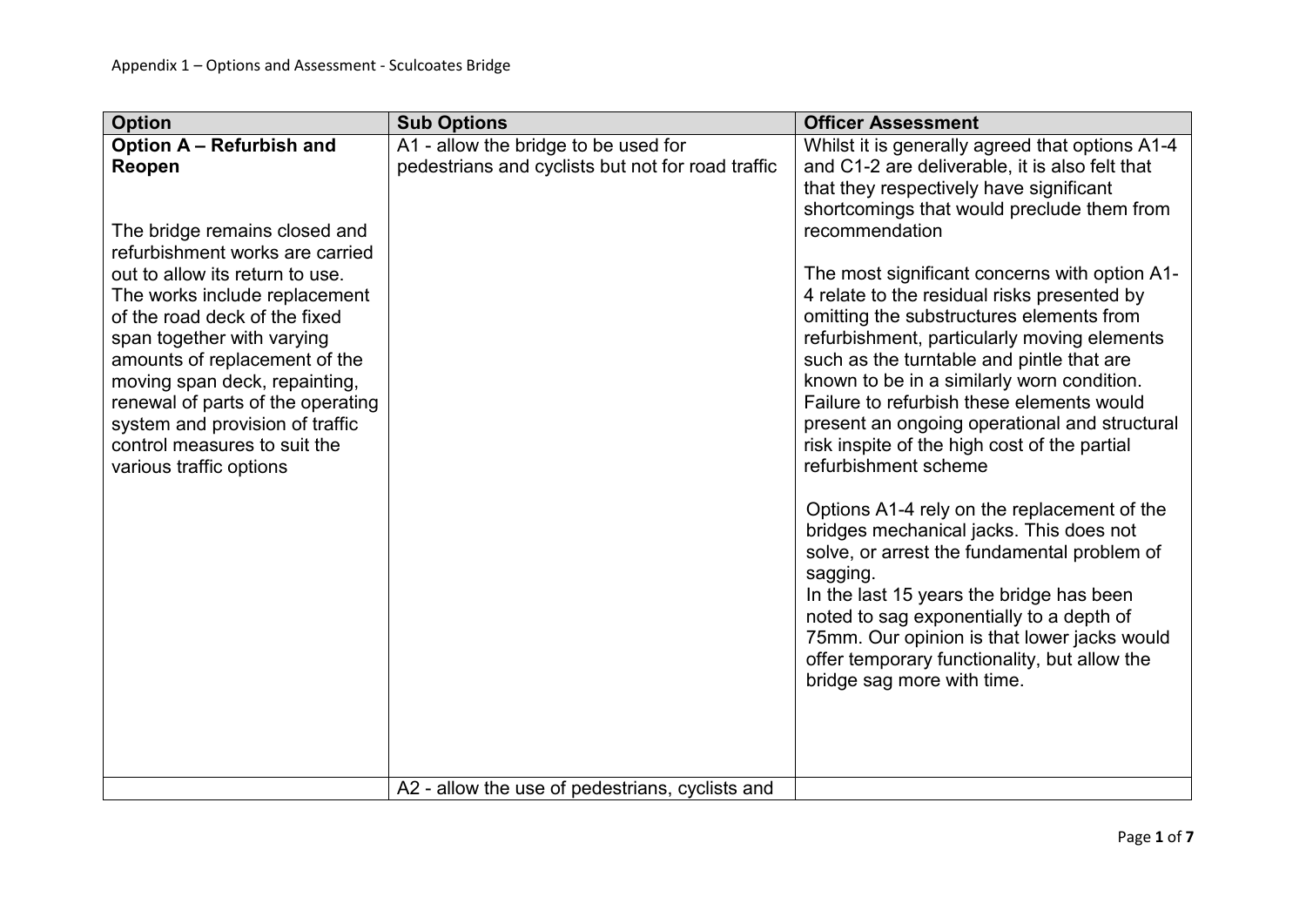Appendix 1 – Options and Assessment - Sculcoates Bridge

| Option | Sub Options | Officer Assessment |
|---|---|---|
| **Option A – Refurbish and Reopen**<br><br>The bridge remains closed and refurbishment works are carried out to allow its return to use. The works include replacement of the road deck of the fixed span together with varying amounts of replacement of the moving span deck, repainting, renewal of parts of the operating system and provision of traffic control measures to suit the various traffic options | A1 - allow the bridge to be used for pedestrians and cyclists but not for road traffic | Whilst it is generally agreed that options A1-4 and C1-2 are deliverable, it is also felt that that they respectively have significant shortcomings that would preclude them from recommendation<br><br>The most significant concerns with option A1-4 relate to the residual risks presented by omitting the substructures elements from refurbishment, particularly moving elements such as the turntable and pintle that are known to be in a similarly worn condition. Failure to refurbish these elements would present an ongoing operational and structural risk inspite of the high cost of the partial refurbishment scheme<br><br>Options A1-4 rely on the replacement of the bridges mechanical jacks. This does not solve, or arrest the fundamental problem of sagging.<br>In the last 15 years the bridge has been noted to sag exponentially to a depth of 75mm. Our opinion is that lower jacks would offer temporary functionality, but allow the bridge sag more with time. |
| | A2 - allow the use of pedestrians, cyclists and | |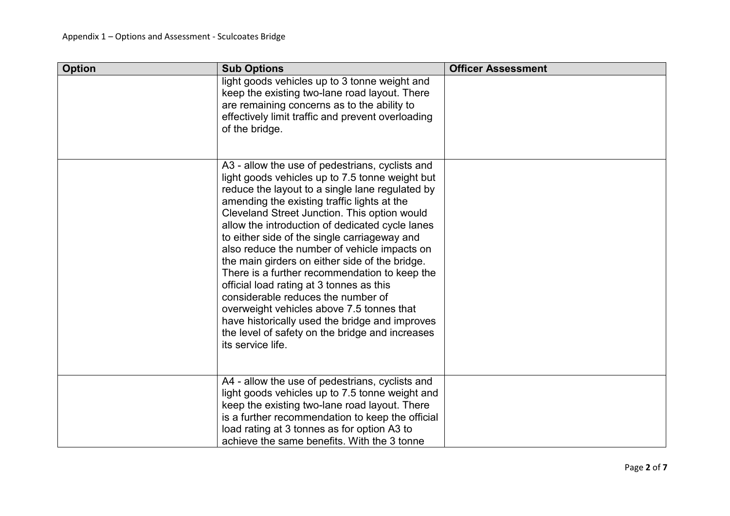Appendix 1 – Options and Assessment - Sculcoates Bridge

| Option | Sub Options | Officer Assessment |
|---|---|---|
| | light goods vehicles up to 3 tonne weight and keep the existing two-lane road layout. There are remaining concerns as to the ability to effectively limit traffic and prevent overloading of the bridge. | |
| | A3 - allow the use of pedestrians, cyclists and light goods vehicles up to 7.5 tonne weight but reduce the layout to a single lane regulated by amending the existing traffic lights at the Cleveland Street Junction. This option would allow the introduction of dedicated cycle lanes to either side of the single carriageway and also reduce the number of vehicle impacts on the main girders on either side of the bridge. There is a further recommendation to keep the official load rating at 3 tonnes as this considerable reduces the number of overweight vehicles above 7.5 tonnes that have historically used the bridge and improves the level of safety on the bridge and increases its service life. | |
| | A4 - allow the use of pedestrians, cyclists and light goods vehicles up to 7.5 tonne weight and keep the existing two-lane road layout. There is a further recommendation to keep the official load rating at 3 tonnes as for option A3 to achieve the same benefits. With the 3 tonne | |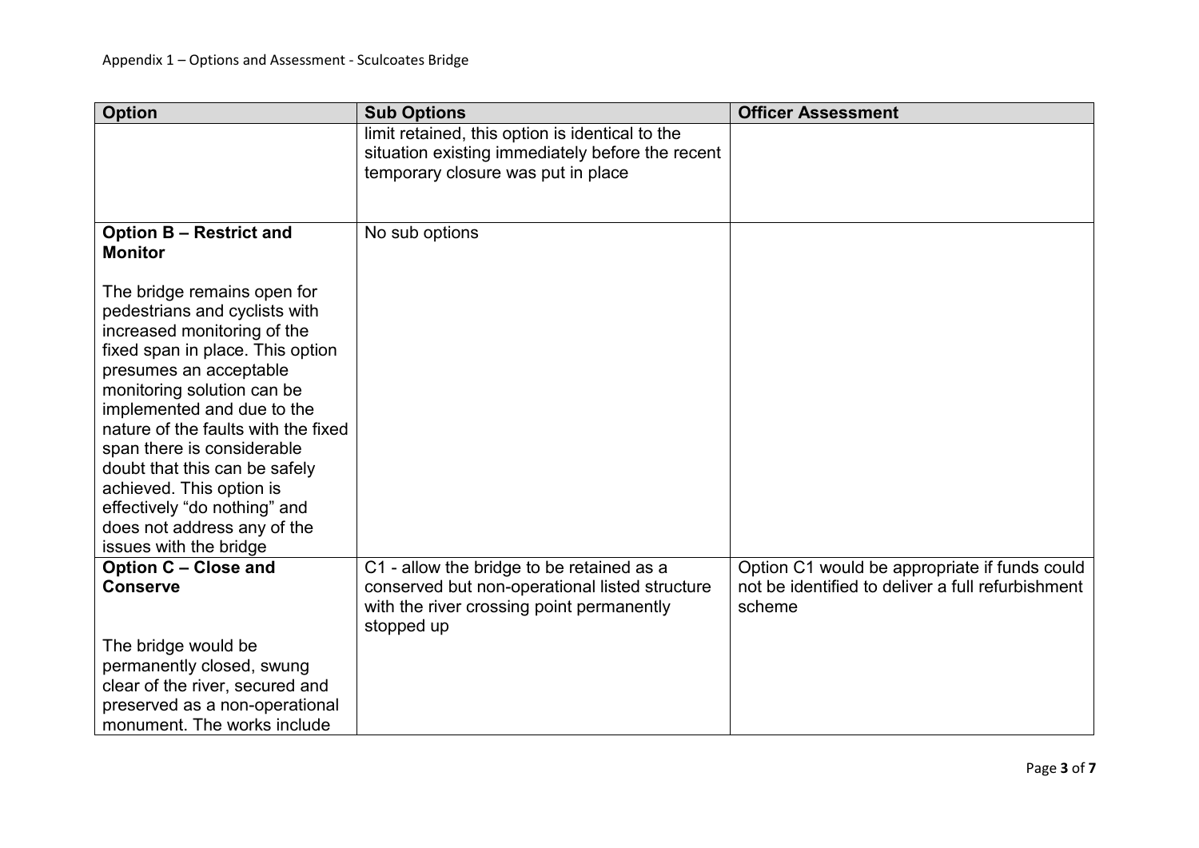| Option | Sub Options | Officer Assessment |
|---|---|---|
| | limit retained, this option is identical to the situation existing immediately before the recent temporary closure was put in place | |
| **Option B – Restrict and Monitor**<br><br>The bridge remains open for pedestrians and cyclists with increased monitoring of the fixed span in place. This option presumes an acceptable monitoring solution can be implemented and due to the nature of the faults with the fixed span there is considerable doubt that this can be safely achieved. This option is effectively "do nothing" and does not address any of the issues with the bridge | No sub options | |
| **Option C – Close and Conserve**<br><br>The bridge would be permanently closed, swung clear of the river, secured and preserved as a non-operational monument. The works include | C1 - allow the bridge to be retained as a conserved but non-operational listed structure with the river crossing point permanently stopped up | Option C1 would be appropriate if funds could not be identified to deliver a full refurbishment scheme |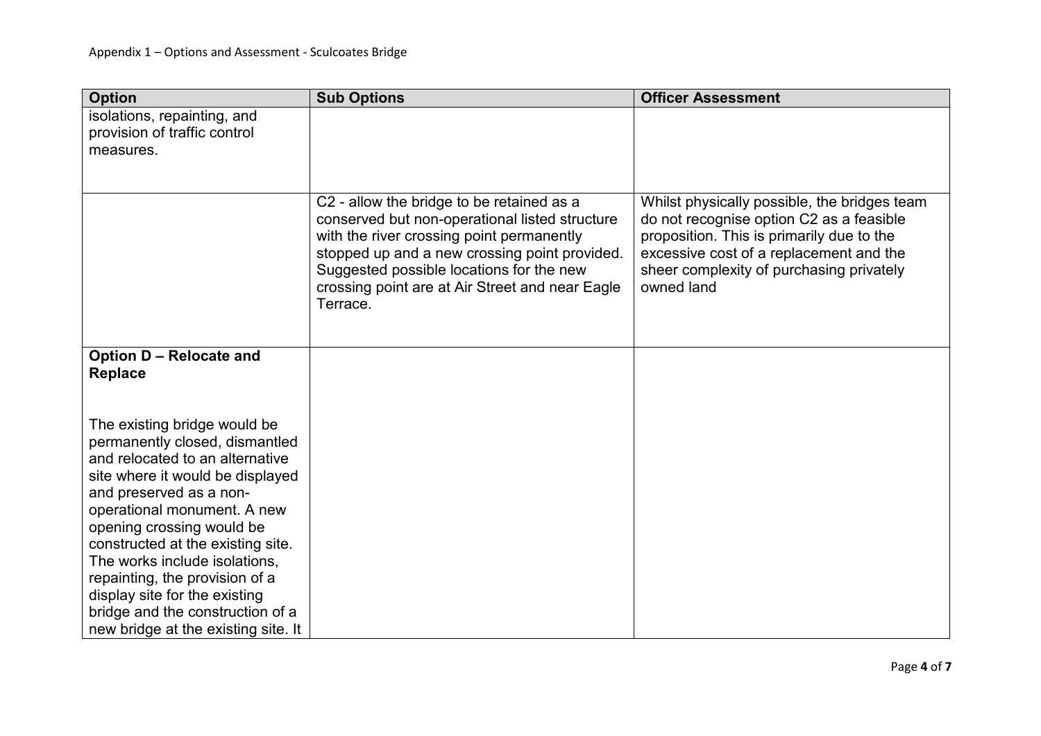| Option | Sub Options | Officer Assessment |
|---|---|---|
| isolations, repainting, and provision of traffic control measures. | | |
| | C2 - allow the bridge to be retained as a conserved but non-operational listed structure with the river crossing point permanently stopped up and a new crossing point provided. Suggested possible locations for the new crossing point are at Air Street and near Eagle Terrace. | Whilst physically possible, the bridges team do not recognise option C2 as a feasible proposition. This is primarily due to the excessive cost of a replacement and the sheer complexity of purchasing privately owned land |
| **Option D – Relocate and Replace**<br><br>The existing bridge would be permanently closed, dismantled and relocated to an alternative site where it would be displayed and preserved as a non-operational monument. A new opening crossing would be constructed at the existing site. The works include isolations, repainting, the provision of a display site for the existing bridge and the construction of a new bridge at the existing site. It | | |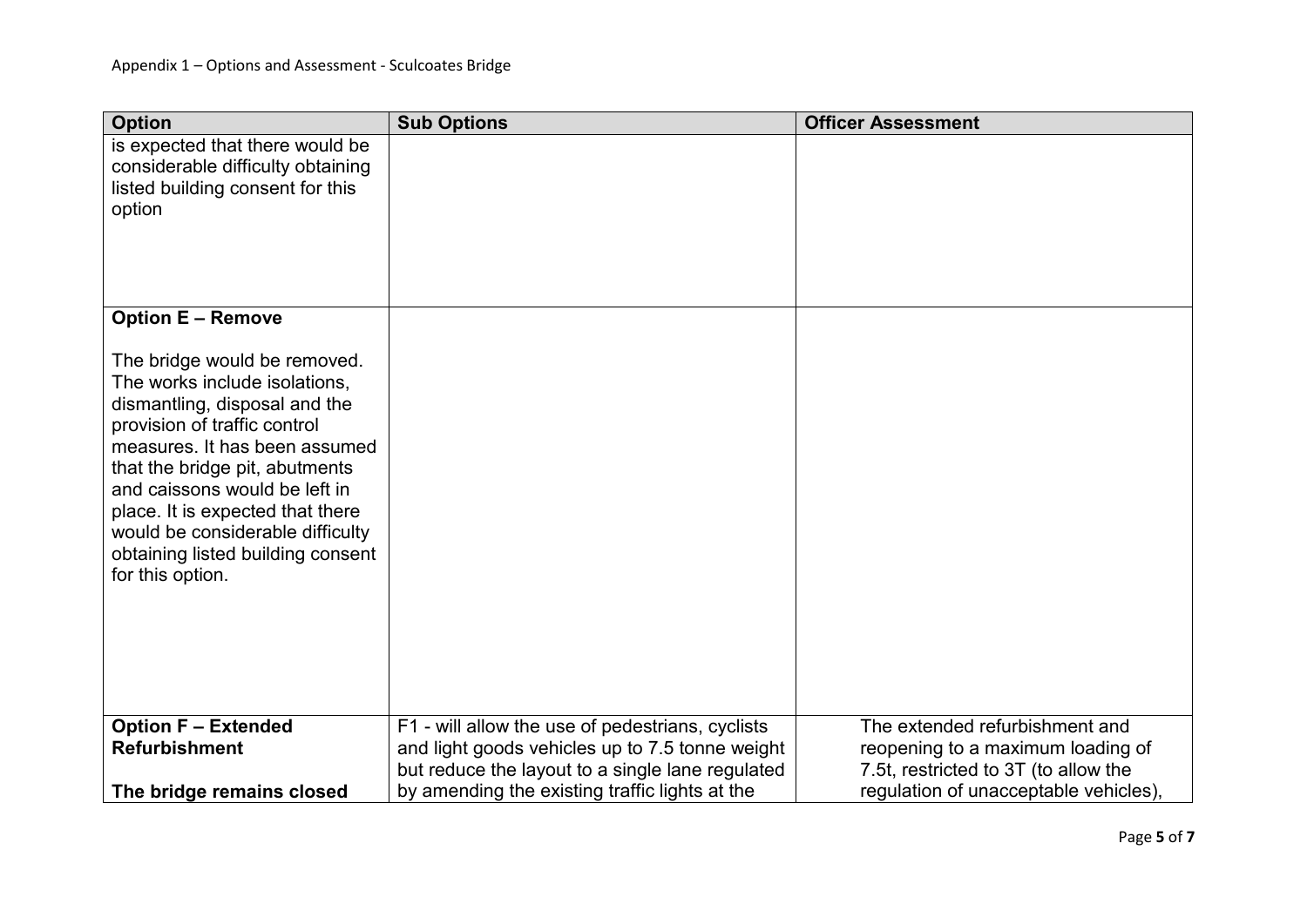| Option | Sub Options | Officer Assessment |
|---|---|---|
| is expected that there would be considerable difficulty obtaining listed building consent for this option | | |
| **Option E – Remove**<br><br>The bridge would be removed. The works include isolations, dismantling, disposal and the provision of traffic control measures. It has been assumed that the bridge pit, abutments and caissons would be left in place. It is expected that there would be considerable difficulty obtaining listed building consent for this option. | | |
| **Option F – Extended Refurbishment**<br><br>**The bridge remains closed** | F1 - will allow the use of pedestrians, cyclists and light goods vehicles up to 7.5 tonne weight but reduce the layout to a single lane regulated by amending the existing traffic lights at the | The extended refurbishment and reopening to a maximum loading of 7.5t, restricted to 3T (to allow the regulation of unacceptable vehicles), |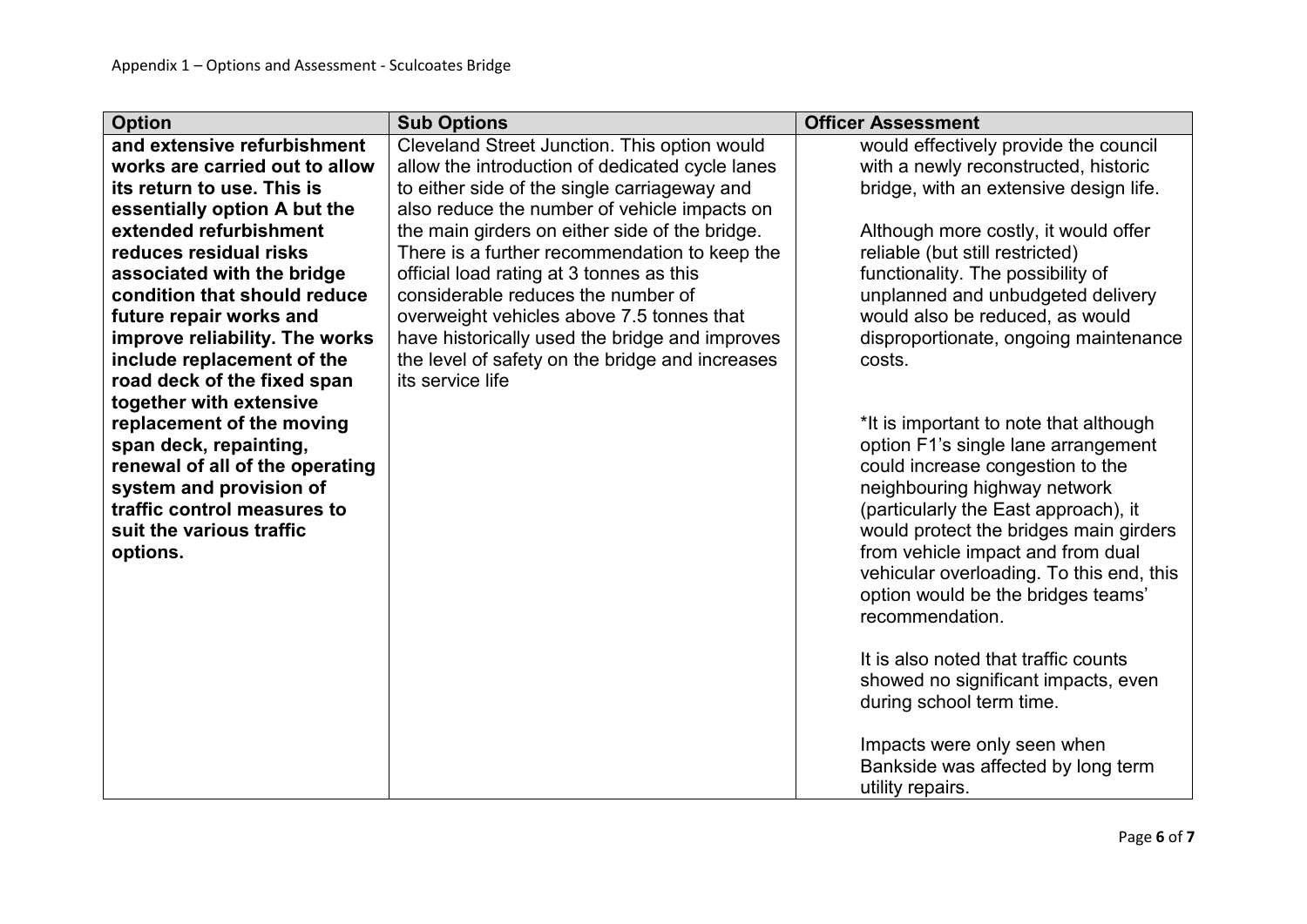| Option | Sub Options | Officer Assessment |
|---|---|---|
| **and extensive refurbishment works are carried out to allow its return to use. This is essentially option A but the extended refurbishment reduces residual risks associated with the bridge condition that should reduce future repair works and improve reliability. The works include replacement of the road deck of the fixed span together with extensive replacement of the moving span deck, repainting, renewal of all of the operating system and provision of traffic control measures to suit the various traffic options.** | Cleveland Street Junction. This option would allow the introduction of dedicated cycle lanes to either side of the single carriageway and also reduce the number of vehicle impacts on the main girders on either side of the bridge. There is a further recommendation to keep the official load rating at 3 tonnes as this considerable reduces the number of overweight vehicles above 7.5 tonnes that have historically used the bridge and improves the level of safety on the bridge and increases its service life | would effectively provide the council with a newly reconstructed, historic bridge, with an extensive design life.<br><br>Although more costly, it would offer reliable (but still restricted) functionality. The possibility of unplanned and unbudgeted delivery would also be reduced, as would disproportionate, ongoing maintenance costs.<br><br>*It is important to note that although option F1's single lane arrangement could increase congestion to the neighbouring highway network (particularly the East approach), it would protect the bridges main girders from vehicle impact and from dual vehicular overloading. To this end, this option would be the bridges teams' recommendation.<br><br>It is also noted that traffic counts showed no significant impacts, even during school term time.<br><br>Impacts were only seen when Bankside was affected by long term utility repairs. |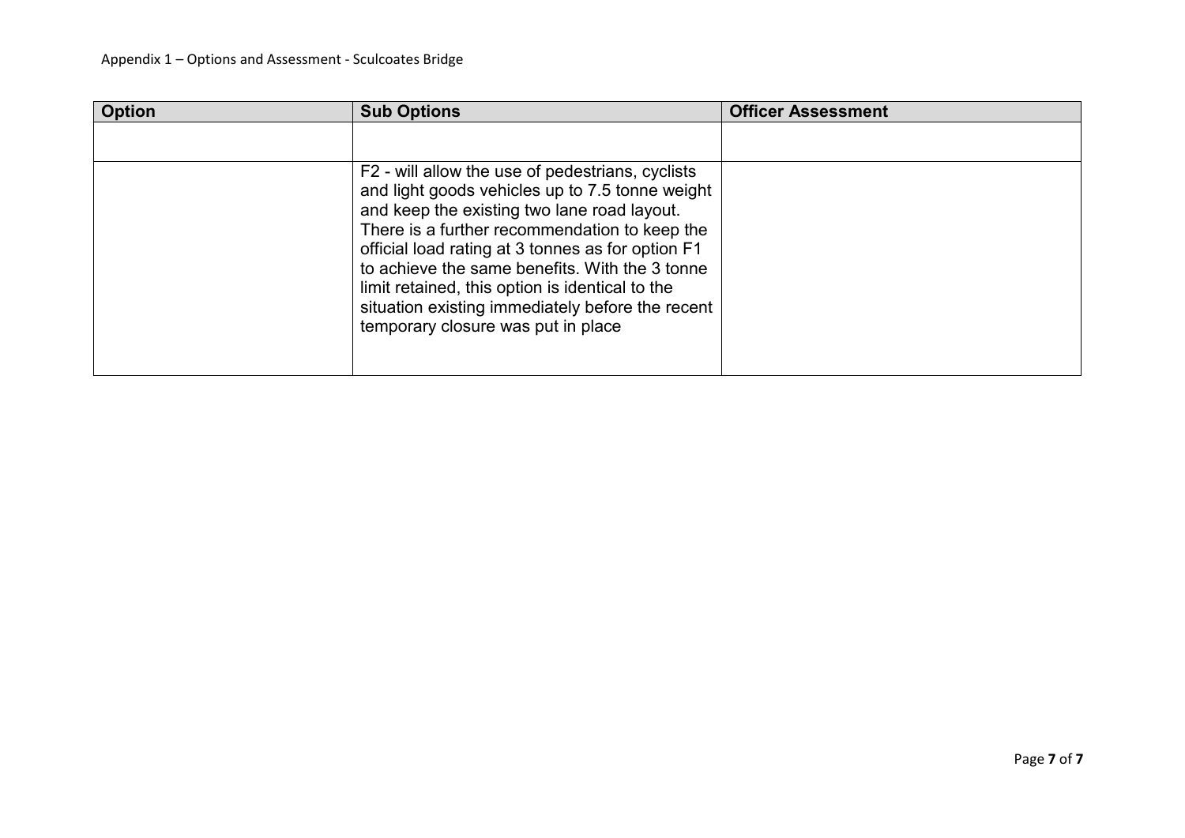| Option | Sub Options | Officer Assessment |
|---|---|---|
| | | |
| | F2 - will allow the use of pedestrians, cyclists and light goods vehicles up to 7.5 tonne weight and keep the existing two lane road layout. There is a further recommendation to keep the official load rating at 3 tonnes as for option F1 to achieve the same benefits. With the 3 tonne limit retained, this option is identical to the situation existing immediately before the recent temporary closure was put in place | |